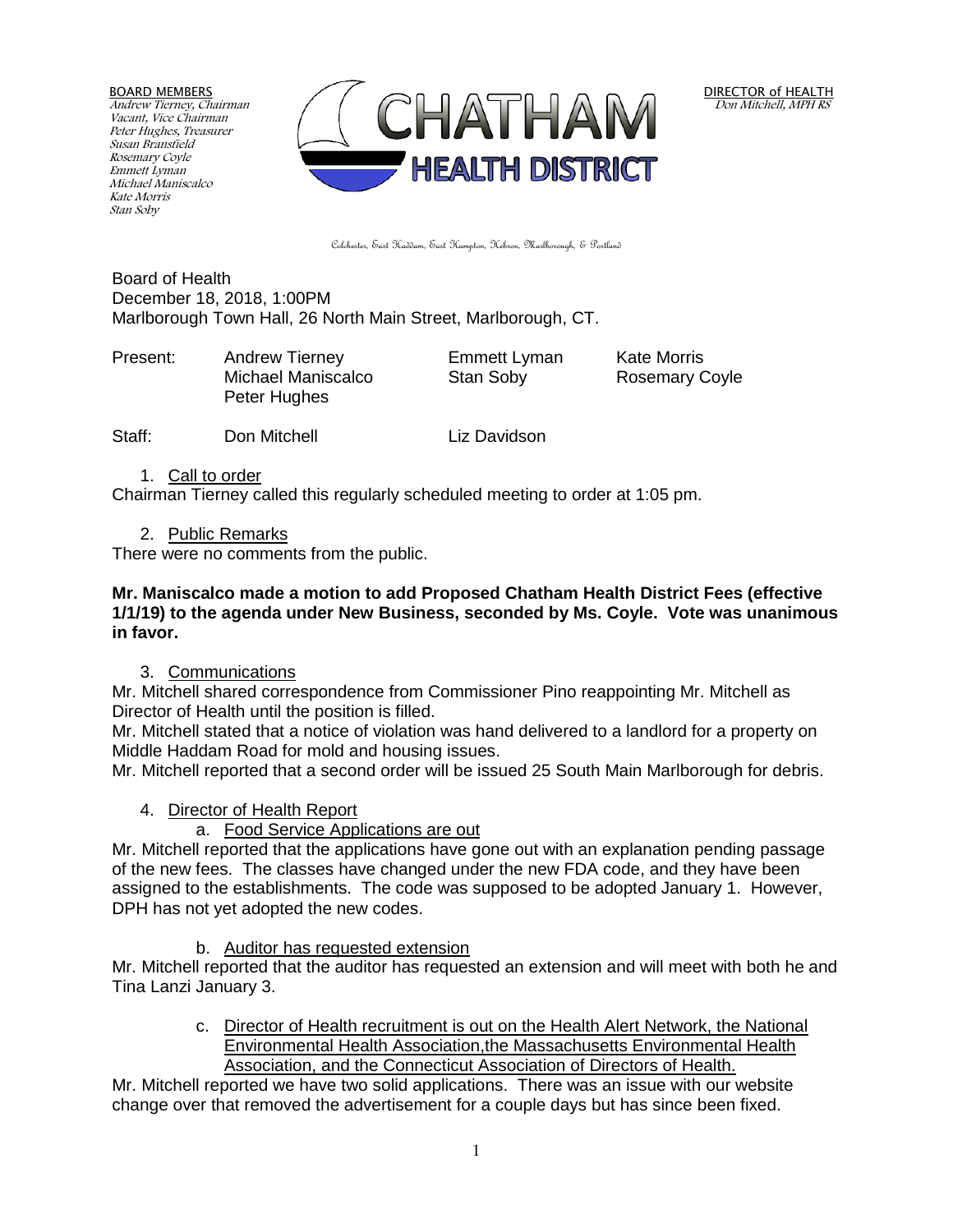BOARD MEMBERS
*Andrew Tierney, Chairman*
*Vacant, Vice Chairman*
*Peter Hughes, Treasurer*
*Susan Bransfield*
*Rosemary Coyle*
*Emmett Lyman*
*Michael Maniscalco*
*Kate Morris*
*Stan Soby*

CHATHAM HEALTH DISTRICT

DIRECTOR of HEALTH
*Don Mitchell, MPH RS*

Colchester, East Haddam, East Hampton, Hebron, Marlborough, & Portland

Board of Health
December 18, 2018, 1:00PM
Marlborough Town Hall, 26 North Main Street, Marlborough, CT.

| | | | |
|---|---|---|---|
| Present: | Andrew Tierney | Emmett Lyman | Kate Morris |
| | Michael Maniscalco | Stan Soby | Rosemary Coyle |
| | Peter Hughes | | |

| | | |
|---|---|---|
| Staff: | Don Mitchell | Liz Davidson |

1. Call to order

Chairman Tierney called this regularly scheduled meeting to order at 1:05 pm.

2. Public Remarks

There were no comments from the public.

**Mr. Maniscalco made a motion to add Proposed Chatham Health District Fees (effective 1/1/19) to the agenda under New Business, seconded by Ms. Coyle. Vote was unanimous in favor.**

3. Communications

Mr. Mitchell shared correspondence from Commissioner Pino reappointing Mr. Mitchell as Director of Health until the position is filled.
Mr. Mitchell stated that a notice of violation was hand delivered to a landlord for a property on Middle Haddam Road for mold and housing issues.
Mr. Mitchell reported that a second order will be issued 25 South Main Marlborough for debris.

4. Director of Health Report

a. Food Service Applications are out

Mr. Mitchell reported that the applications have gone out with an explanation pending passage of the new fees. The classes have changed under the new FDA code, and they have been assigned to the establishments. The code was supposed to be adopted January 1. However, DPH has not yet adopted the new codes.

b. Auditor has requested extension

Mr. Mitchell reported that the auditor has requested an extension and will meet with both he and Tina Lanzi January 3.

c. Director of Health recruitment is out on the Health Alert Network, the National Environmental Health Association,the Massachusetts Environmental Health Association, and the Connecticut Association of Directors of Health.

Mr. Mitchell reported we have two solid applications. There was an issue with our website change over that removed the advertisement for a couple days but has since been fixed.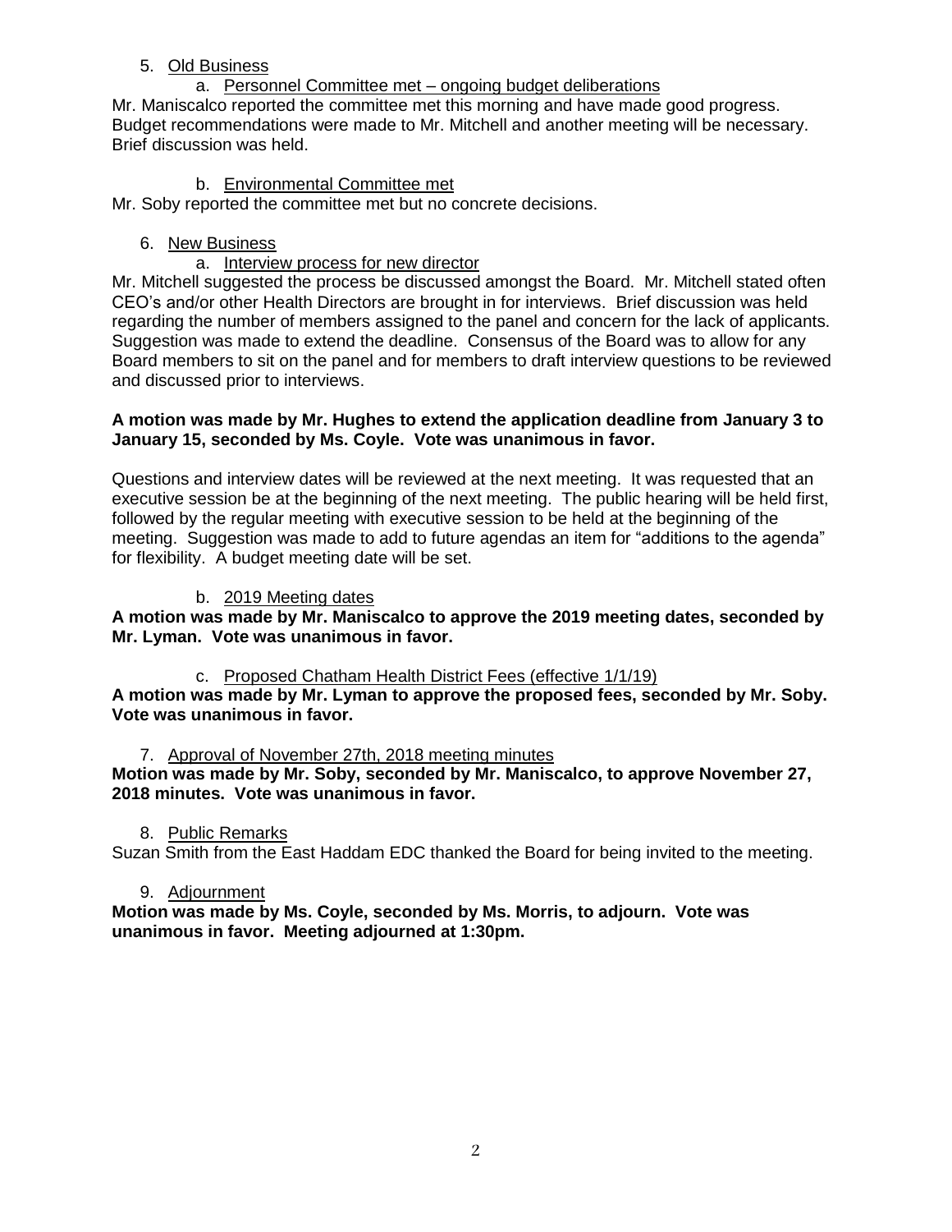5. Old Business

   a. Personnel Committee met – ongoing budget deliberations

Mr. Maniscalco reported the committee met this morning and have made good progress. Budget recommendations were made to Mr. Mitchell and another meeting will be necessary. Brief discussion was held.

   b. Environmental Committee met

Mr. Soby reported the committee met but no concrete decisions.

6. New Business

   a. Interview process for new director

Mr. Mitchell suggested the process be discussed amongst the Board. Mr. Mitchell stated often CEO's and/or other Health Directors are brought in for interviews. Brief discussion was held regarding the number of members assigned to the panel and concern for the lack of applicants. Suggestion was made to extend the deadline. Consensus of the Board was to allow for any Board members to sit on the panel and for members to draft interview questions to be reviewed and discussed prior to interviews.

**A motion was made by Mr. Hughes to extend the application deadline from January 3 to January 15, seconded by Ms. Coyle. Vote was unanimous in favor.**

Questions and interview dates will be reviewed at the next meeting. It was requested that an executive session be at the beginning of the next meeting. The public hearing will be held first, followed by the regular meeting with executive session to be held at the beginning of the meeting. Suggestion was made to add to future agendas an item for "additions to the agenda" for flexibility. A budget meeting date will be set.

   b. 2019 Meeting dates

**A motion was made by Mr. Maniscalco to approve the 2019 meeting dates, seconded by Mr. Lyman. Vote was unanimous in favor.**

   c. Proposed Chatham Health District Fees (effective 1/1/19)

**A motion was made by Mr. Lyman to approve the proposed fees, seconded by Mr. Soby. Vote was unanimous in favor.**

7. Approval of November 27th, 2018 meeting minutes

**Motion was made by Mr. Soby, seconded by Mr. Maniscalco, to approve November 27, 2018 minutes. Vote was unanimous in favor.**

8. Public Remarks

Suzan Smith from the East Haddam EDC thanked the Board for being invited to the meeting.

9. Adjournment

**Motion was made by Ms. Coyle, seconded by Ms. Morris, to adjourn. Vote was unanimous in favor. Meeting adjourned at 1:30pm.**